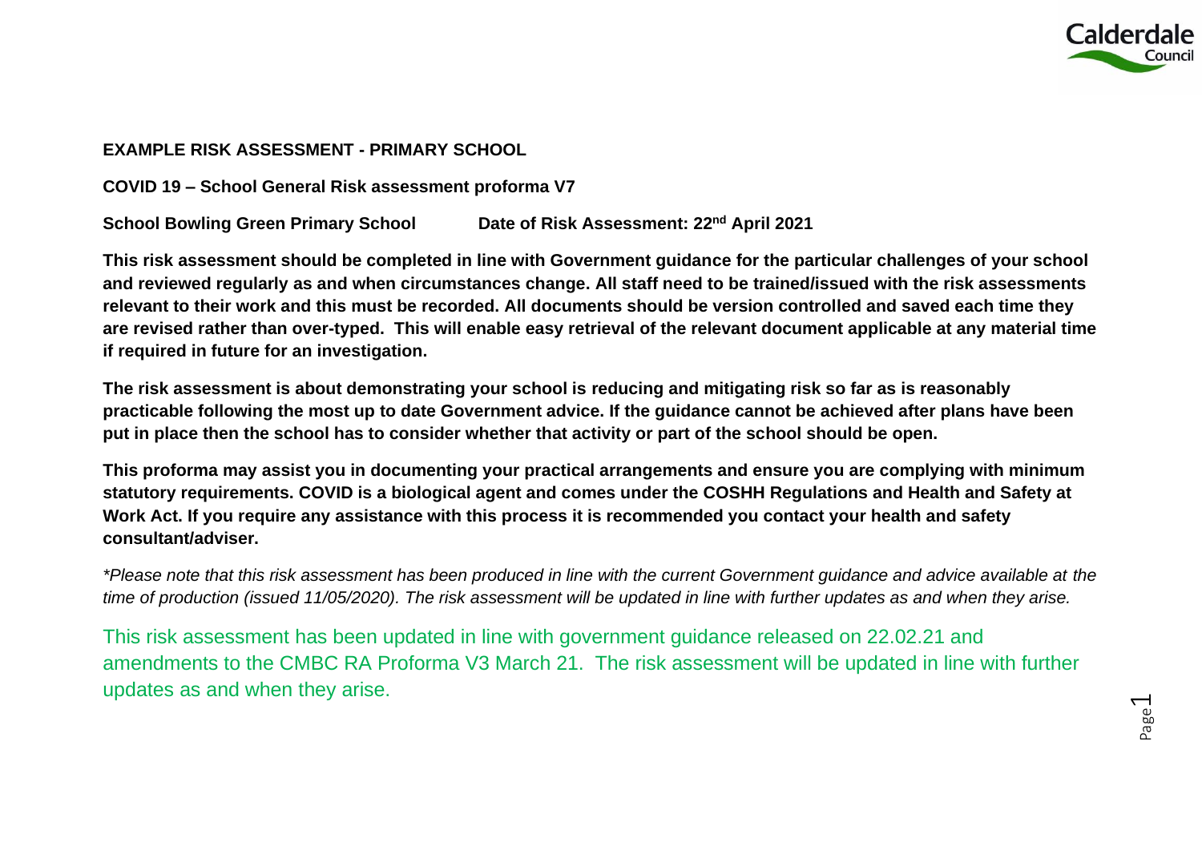**EXAMPLE RISK ASSESSMENT - PRIMARY SCHOOL**

**COVID 19 – School General Risk assessment proforma V7**

**School Bowling Green Primary School          Date of Risk Assessment: 22nd April 2021**

**This risk assessment should be completed in line with Government guidance for the particular challenges of your school and reviewed regularly as and when circumstances change. All staff need to be trained/issued with the risk assessments relevant to their work and this must be recorded. All documents should be version controlled and saved each time they are revised rather than over-typed. This will enable easy retrieval of the relevant document applicable at any material time if required in future for an investigation.**

**The risk assessment is about demonstrating your school is reducing and mitigating risk so far as is reasonably practicable following the most up to date Government advice. If the guidance cannot be achieved after plans have been put in place then the school has to consider whether that activity or part of the school should be open.**

**This proforma may assist you in documenting your practical arrangements and ensure you are complying with minimum statutory requirements. COVID is a biological agent and comes under the COSHH Regulations and Health and Safety at Work Act. If you require any assistance with this process it is recommended you contact your health and safety consultant/adviser.**

*\*Please note that this risk assessment has been produced in line with the current Government guidance and advice available at the time of production (issued 11/05/2020). The risk assessment will be updated in line with further updates as and when they arise.*

This risk assessment has been updated in line with government guidance released on 22.02.21 and amendments to the CMBC RA Proforma V3 March 21. The risk assessment will be updated in line with further updates as and when they arise.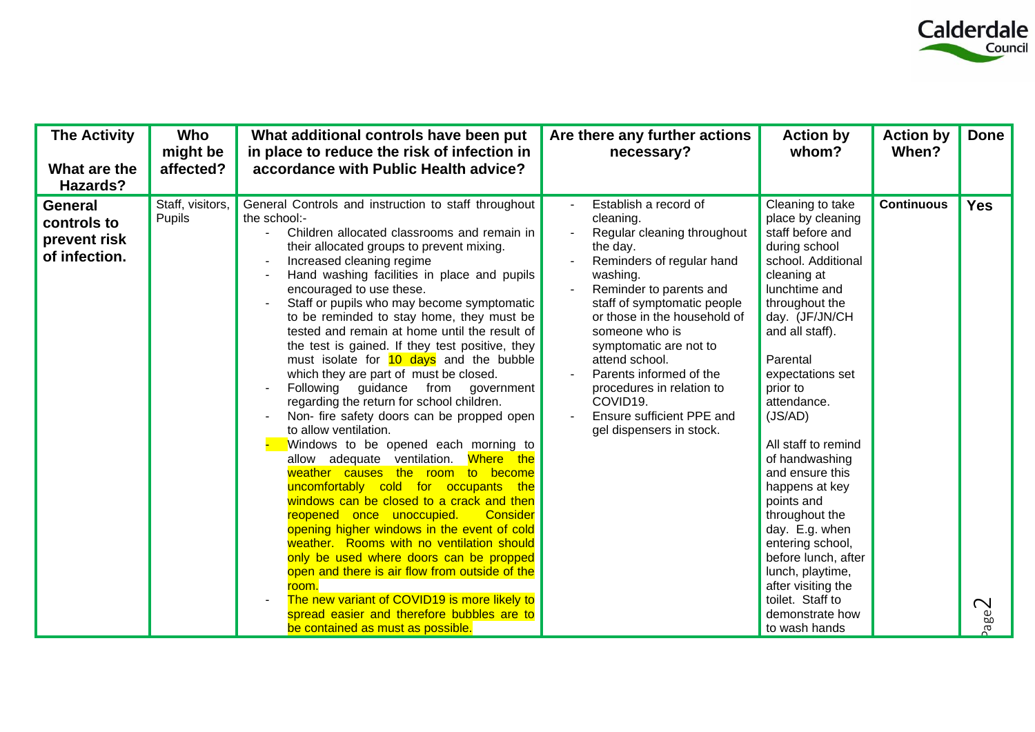| The Activity<br><br>What are the Hazards? | Who might be affected? | What additional controls have been put in place to reduce the risk of infection in accordance with Public Health advice? | Are there any further actions necessary? | Action by whom? | Action by When? | Done |
|---|---|---|---|---|---|---|
| **General controls to prevent risk of infection.** | Staff, visitors, Pupils | General Controls and instruction to staff throughout the school:-<br>- Children allocated classrooms and remain in their allocated groups to prevent mixing.<br>- Increased cleaning regime<br>- Hand washing facilities in place and pupils encouraged to use these.<br>- Staff or pupils who may become symptomatic to be reminded to stay home, they must be tested and remain at home until the result of the test is gained. If they test positive, they must isolate for 10 days and the bubble which they are part of must be closed.<br>- Following guidance from government regarding the return for school children.<br>- Non- fire safety doors can be propped open to allow ventilation.<br>- Windows to be opened each morning to allow adequate ventilation. Where the weather causes the room to become uncomfortably cold for occupants the windows can be closed to a crack and then reopened once unoccupied. Consider opening higher windows in the event of cold weather. Rooms with no ventilation should only be used where doors can be propped open and there is air flow from outside of the room.<br>- The new variant of COVID19 is more likely to spread easier and therefore bubbles are to be contained as must as possible. | - Establish a record of cleaning.<br>- Regular cleaning throughout the day.<br>- Reminders of regular hand washing.<br>- Reminder to parents and staff of symptomatic people or those in the household of someone who is symptomatic are not to attend school.<br>- Parents informed of the procedures in relation to COVID19.<br>- Ensure sufficient PPE and gel dispensers in stock. | Cleaning to take place by cleaning staff before and during school school. Additional cleaning at lunchtime and throughout the day. (JF/JN/CH and all staff).<br><br>Parental expectations set prior to attendance. (JS/AD)<br><br>All staff to remind of handwashing and ensure this happens at key points and throughout the day. E.g. when entering school, before lunch, after lunch, playtime, after visiting the toilet. Staff to demonstrate how to wash hands | **Continuous** | **Yes** |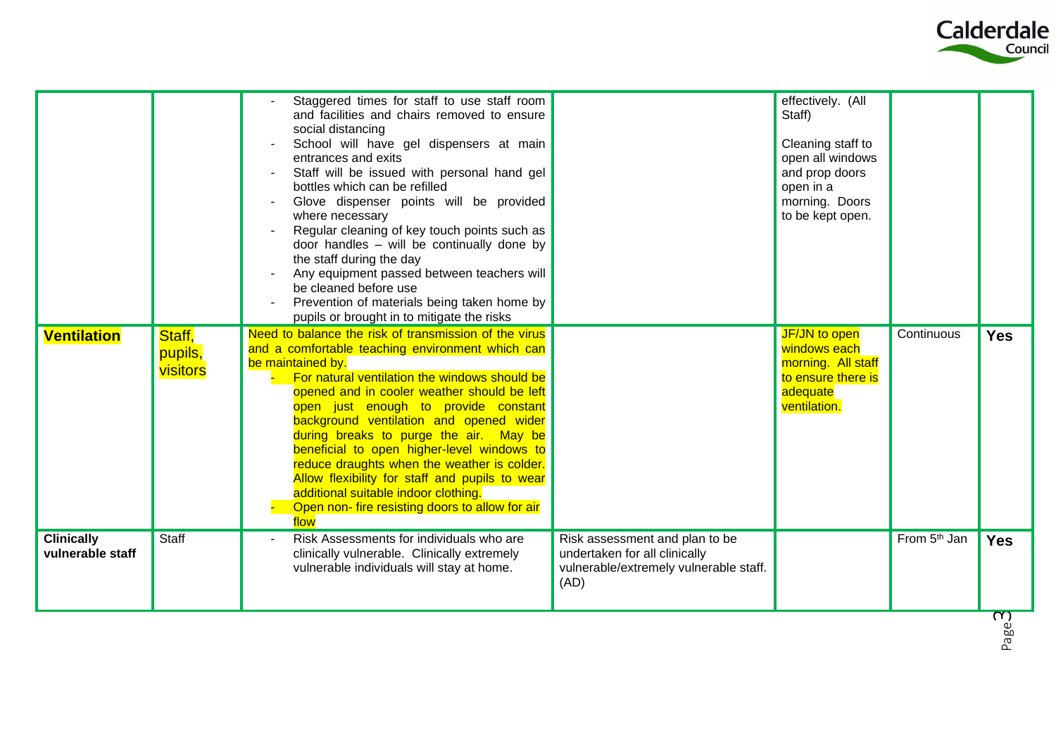| | | | | | | |
|---|---|---|---|---|---|---|
| | | - Staggered times for staff to use staff room and facilities and chairs removed to ensure social distancing<br>- School will have gel dispensers at main entrances and exits<br>- Staff will be issued with personal hand gel bottles which can be refilled<br>- Glove dispenser points will be provided where necessary<br>- Regular cleaning of key touch points such as door handles – will be continually done by the staff during the day<br>- Any equipment passed between teachers will be cleaned before use<br>- Prevention of materials being taken home by pupils or brought in to mitigate the risks | | effectively. (All Staff)<br><br>Cleaning staff to open all windows and prop doors open in a morning. Doors to be kept open. | | |
| **Ventilation** | Staff, pupils, visitors | Need to balance the risk of transmission of the virus and a comfortable teaching environment which can be maintained by.<br>- For natural ventilation the windows should be opened and in cooler weather should be left open just enough to provide constant background ventilation and opened wider during breaks to purge the air. May be beneficial to open higher-level windows to reduce draughts when the weather is colder. Allow flexibility for staff and pupils to wear additional suitable indoor clothing.<br>- Open non- fire resisting doors to allow for air flow | | JF/JN to open windows each morning. All staff to ensure there is adequate ventilation. | Continuous | **Yes** |
| **Clinically vulnerable staff** | Staff | - Risk Assessments for individuals who are clinically vulnerable. Clinically extremely vulnerable individuals will stay at home. | Risk assessment and plan to be undertaken for all clinically vulnerable/extremely vulnerable staff. (AD) | | From 5th Jan | **Yes** |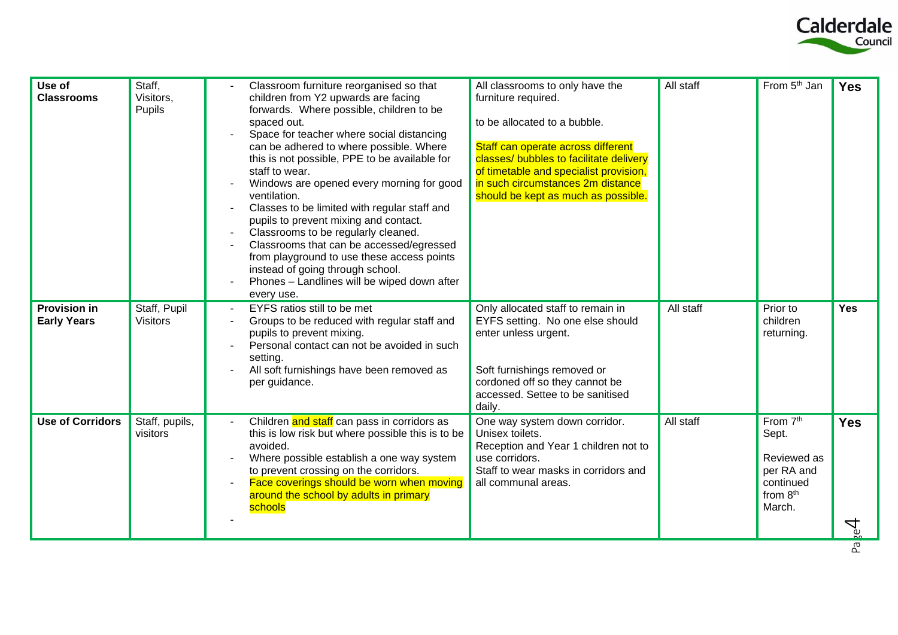| **Use of Classrooms** | Staff, Visitors, Pupils | - Classroom furniture reorganised so that children from Y2 upwards are facing forwards. Where possible, children to be spaced out.<br>- Space for teacher where social distancing can be adhered to where possible. Where this is not possible, PPE to be available for staff to wear.<br>- Windows are opened every morning for good ventilation.<br>- Classes to be limited with regular staff and pupils to prevent mixing and contact.<br>- Classrooms to be regularly cleaned.<br>- Classrooms that can be accessed/egressed from playground to use these access points instead of going through school.<br>- Phones – Landlines will be wiped down after every use. | All classrooms to only have the furniture required.<br><br>to be allocated to a bubble.<br><br>Staff can operate across different classes/ bubbles to facilitate delivery of timetable and specialist provision, in such circumstances 2m distance should be kept as much as possible. | All staff | From 5th Jan | **Yes** |
|---|---|---|---|---|---|---|
| **Provision in Early Years** | Staff, Pupil Visitors | - EYFS ratios still to be met<br>- Groups to be reduced with regular staff and pupils to prevent mixing.<br>- Personal contact can not be avoided in such setting.<br>- All soft furnishings have been removed as per guidance. | Only allocated staff to remain in EYFS setting. No one else should enter unless urgent.<br><br>Soft furnishings removed or cordoned off so they cannot be accessed. Settee to be sanitised daily. | All staff | Prior to children returning. | **Yes** |
| **Use of Corridors** | Staff, pupils, visitors | - Children and staff can pass in corridors as this is low risk but where possible this is to be avoided.<br>- Where possible establish a one way system to prevent crossing on the corridors.<br>- Face coverings should be worn when moving around the school by adults in primary schools<br>- | One way system down corridor.<br>Unisex toilets.<br>Reception and Year 1 children not to use corridors.<br>Staff to wear masks in corridors and all communal areas. | All staff | From 7th Sept.<br><br>Reviewed as per RA and continued from 8th March. | **Yes** |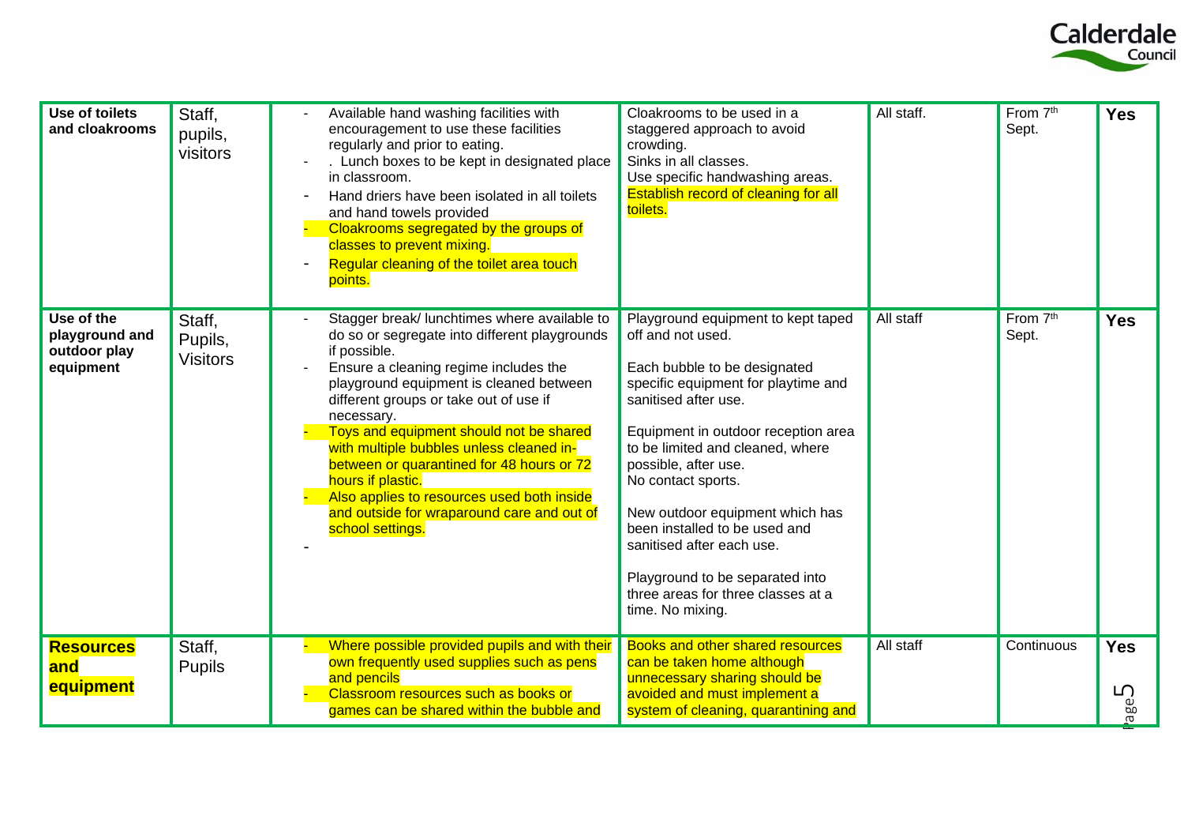| Use of toilets and cloakrooms | Staff, pupils, visitors | - Available hand washing facilities with encouragement to use these facilities regularly and prior to eating.<br>- . Lunch boxes to be kept in designated place in classroom.<br>- Hand driers have been isolated in all toilets and hand towels provided<br>- Cloakrooms segregated by the groups of classes to prevent mixing.<br>- Regular cleaning of the toilet area touch points. | Cloakrooms to be used in a staggered approach to avoid crowding.<br>Sinks in all classes.<br>Use specific handwashing areas.<br>Establish record of cleaning for all toilets. | All staff. | From 7th Sept. | **Yes** |
|---|---|---|---|---|---|---|
| **Use of the playground and outdoor play equipment** | Staff, Pupils, Visitors | - Stagger break/ lunchtimes where available to do so or segregate into different playgrounds if possible.<br>- Ensure a cleaning regime includes the playground equipment is cleaned between different groups or take out of use if necessary.<br>- Toys and equipment should not be shared with multiple bubbles unless cleaned in-between or quarantined for 48 hours or 72 hours if plastic.<br>- Also applies to resources used both inside and outside for wraparound care and out of school settings.<br>- | Playground equipment to kept taped off and not used.<br><br>Each bubble to be designated specific equipment for playtime and sanitised after use.<br><br>Equipment in outdoor reception area to be limited and cleaned, where possible, after use.<br>No contact sports.<br><br>New outdoor equipment which has been installed to be used and sanitised after each use.<br><br>Playground to be separated into three areas for three classes at a time. No mixing. | All staff | From 7th Sept. | **Yes** |
| **Resources and equipment** | Staff, Pupils | - Where possible provided pupils and with their own frequently used supplies such as pens and pencils<br>- Classroom resources such as books or games can be shared within the bubble and | Books and other shared resources can be taken home although unnecessary sharing should be avoided and must implement a system of cleaning, quarantining and | All staff | Continuous | **Yes** |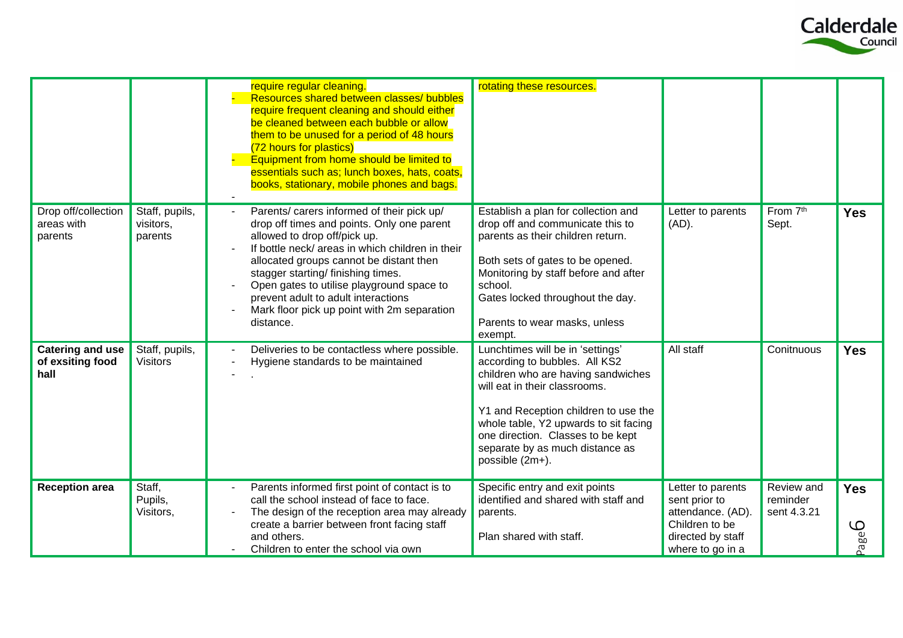| | | | | | | |
|---|---|---|---|---|---|---|
| | | require regular cleaning.<br>- Resources shared between classes/ bubbles require frequent cleaning and should either be cleaned between each bubble or allow them to be unused for a period of 48 hours (72 hours for plastics)<br>- Equipment from home should be limited to essentials such as; lunch boxes, hats, coats, books, stationary, mobile phones and bags.<br>- | rotating these resources. | | | |
| Drop off/collection areas with parents | Staff, pupils, visitors, parents | - Parents/ carers informed of their pick up/ drop off times and points. Only one parent allowed to drop off/pick up.<br>- If bottle neck/ areas in which children in their allocated groups cannot be distant then stagger starting/ finishing times.<br>- Open gates to utilise playground space to prevent adult to adult interactions<br>- Mark floor pick up point with 2m separation distance. | Establish a plan for collection and drop off and communicate this to parents as their children return.<br><br>Both sets of gates to be opened. Monitoring by staff before and after school.<br>Gates locked throughout the day.<br><br>Parents to wear masks, unless exempt. | Letter to parents (AD). | From 7th Sept. | **Yes** |
| **Catering and use of exsiting food hall** | Staff, pupils, Visitors | - Deliveries to be contactless where possible.<br>- Hygiene standards to be maintained<br>- . | Lunchtimes will be in 'settings' according to bubbles. All KS2 children who are having sandwiches will eat in their classrooms.<br><br>Y1 and Reception children to use the whole table, Y2 upwards to sit facing one direction. Classes to be kept separate by as much distance as possible (2m+). | All staff | Conitnuous | **Yes** |
| **Reception area** | Staff, Pupils, Visitors, | - Parents informed first point of contact is to call the school instead of face to face.<br>- The design of the reception area may already create a barrier between front facing staff and others.<br>- Children to enter the school via own | Specific entry and exit points identified and shared with staff and parents.<br><br>Plan shared with staff. | Letter to parents sent prior to attendance. (AD). Children to be directed by staff where to go in a | Review and reminder sent 4.3.21 | **Yes** |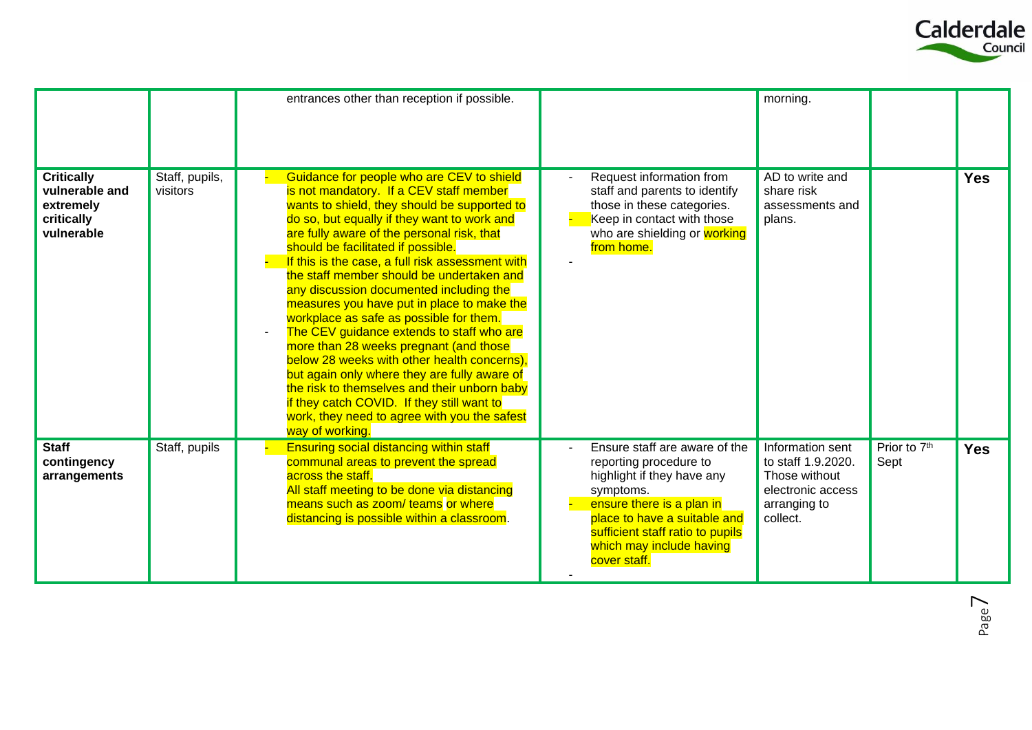| | | | | | | |
|---|---|---|---|---|---|---|
| | | entrances other than reception if possible. | | morning. | | |
| **Critically vulnerable and extremely critically vulnerable** | Staff, pupils, visitors | - Guidance for people who are CEV to shield is not mandatory. If a CEV staff member wants to shield, they should be supported to do so, but equally if they want to work and are fully aware of the personal risk, that should be facilitated if possible.<br>- If this is the case, a full risk assessment with the staff member should be undertaken and any discussion documented including the measures you have put in place to make the workplace as safe as possible for them.<br>- The CEV guidance extends to staff who are more than 28 weeks pregnant (and those below 28 weeks with other health concerns), but again only where they are fully aware of the risk to themselves and their unborn baby if they catch COVID. If they still want to work, they need to agree with you the safest way of working. | - Request information from staff and parents to identify those in these categories.<br>- Keep in contact with those who are shielding or working from home.<br>- | AD to write and share risk assessments and plans. | | **Yes** |
| **Staff contingency arrangements** | Staff, pupils | - Ensuring social distancing within staff communal areas to prevent the spread across the staff.<br>All staff meeting to be done via distancing means such as zoom/ teams or where distancing is possible within a classroom. | - Ensure staff are aware of the reporting procedure to highlight if they have any symptoms.<br>- ensure there is a plan in place to have a suitable and sufficient staff ratio to pupils which may include having cover staff.<br>- | Information sent to staff 1.9.2020. Those without electronic access arranging to collect. | Prior to 7th Sept | **Yes** |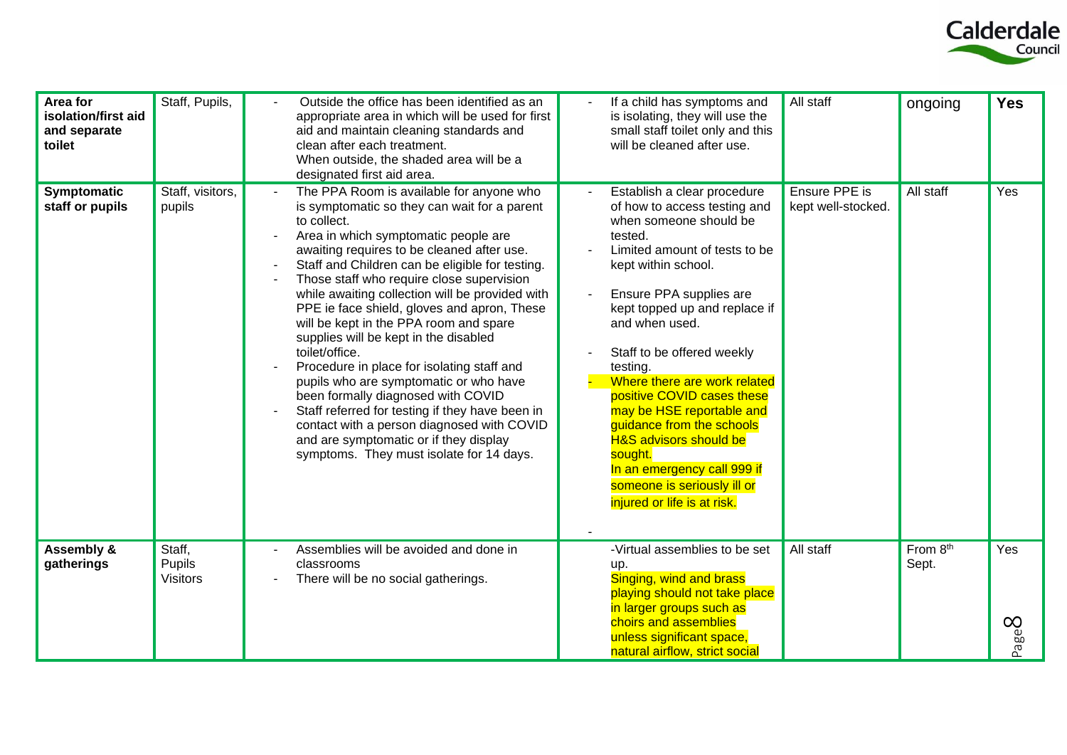| **Area for isolation/first aid and separate toilet** | Staff, Pupils, | - Outside the office has been identified as an appropriate area in which will be used for first aid and maintain cleaning standards and clean after each treatment.<br>When outside, the shaded area will be a designated first aid area. | - If a child has symptoms and is isolating, they will use the small staff toilet only and this will be cleaned after use. | All staff | ongoing | **Yes** |
|---|---|---|---|---|---|---|
| **Symptomatic staff or pupils** | Staff, visitors, pupils | - The PPA Room is available for anyone who is symptomatic so they can wait for a parent to collect.<br>- Area in which symptomatic people are awaiting requires to be cleaned after use.<br>- Staff and Children can be eligible for testing.<br>- Those staff who require close supervision while awaiting collection will be provided with PPE ie face shield, gloves and apron, These will be kept in the PPA room and spare supplies will be kept in the disabled toilet/office.<br>- Procedure in place for isolating staff and pupils who are symptomatic or who have been formally diagnosed with COVID<br>- Staff referred for testing if they have been in contact with a person diagnosed with COVID and are symptomatic or if they display symptoms. They must isolate for 14 days. | - Establish a clear procedure of how to access testing and when someone should be tested.<br>- Limited amount of tests to be kept within school.<br>- Ensure PPA supplies are kept topped up and replace if and when used.<br>- Staff to be offered weekly testing.<br>- Where there are work related positive COVID cases these may be HSE reportable and guidance from the schools H&S advisors should be sought.<br>In an emergency call 999 if someone is seriously ill or injured or life is at risk.<br>- | Ensure PPE is kept well-stocked. | All staff | Yes |
| **Assembly & gatherings** | Staff, Pupils Visitors | - Assemblies will be avoided and done in classrooms<br>- There will be no social gatherings. | -Virtual assemblies to be set up.<br>Singing, wind and brass playing should not take place in larger groups such as choirs and assemblies unless significant space, natural airflow, strict social | All staff | From 8th Sept. | Yes |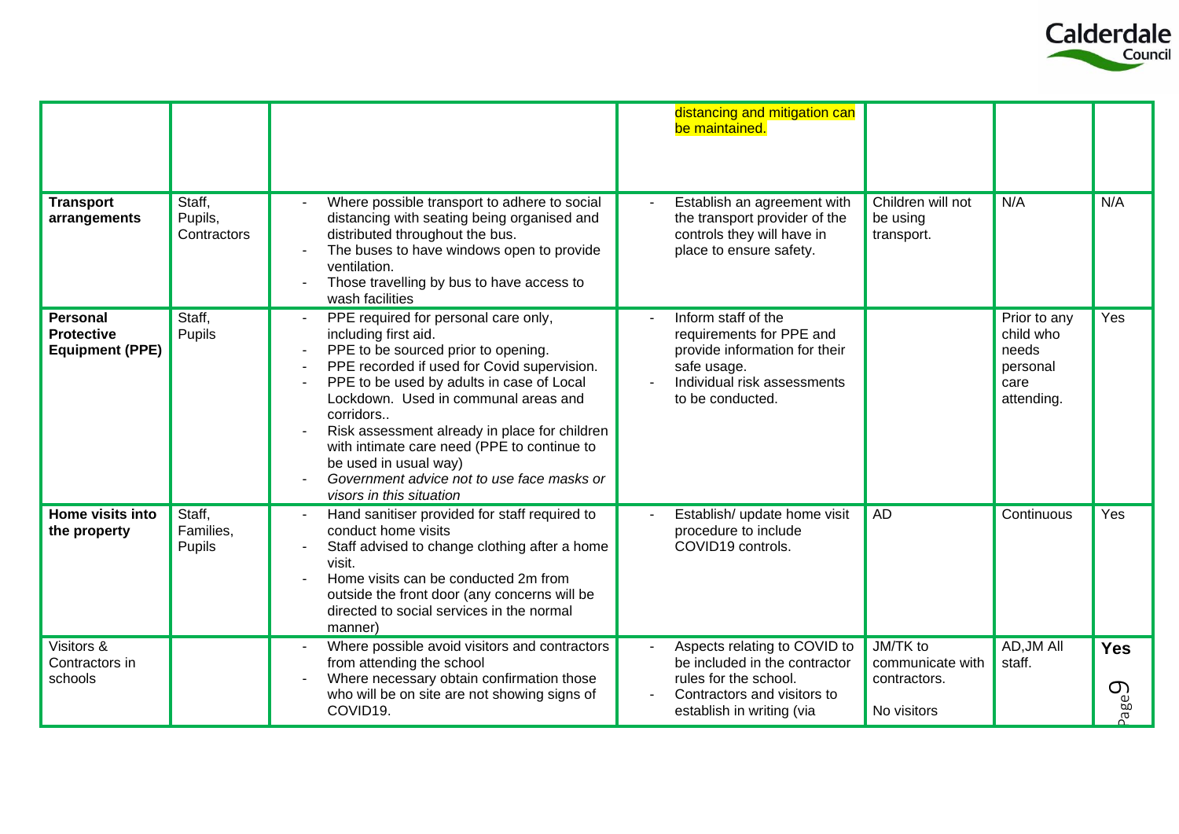| | | | | | | |
|---|---|---|---|---|---|---|
| | | | distancing and mitigation can be maintained. | | | |
| **Transport arrangements** | Staff, Pupils, Contractors | - Where possible transport to adhere to social distancing with seating being organised and distributed throughout the bus.<br>- The buses to have windows open to provide ventilation.<br>- Those travelling by bus to have access to wash facilities | - Establish an agreement with the transport provider of the controls they will have in place to ensure safety. | Children will not be using transport. | N/A | N/A |
| **Personal Protective Equipment (PPE)** | Staff, Pupils | - PPE required for personal care only, including first aid.<br>- PPE to be sourced prior to opening.<br>- PPE recorded if used for Covid supervision.<br>- PPE to be used by adults in case of Local Lockdown. Used in communal areas and corridors..<br>- Risk assessment already in place for children with intimate care need (PPE to continue to be used in usual way)<br>- *Government advice not to use face masks or visors in this situation* | - Inform staff of the requirements for PPE and provide information for their safe usage.<br>- Individual risk assessments to be conducted. | | Prior to any child who needs personal care attending. | Yes |
| **Home visits into the property** | Staff, Families, Pupils | - Hand sanitiser provided for staff required to conduct home visits<br>- Staff advised to change clothing after a home visit.<br>- Home visits can be conducted 2m from outside the front door (any concerns will be directed to social services in the normal manner) | - Establish/ update home visit procedure to include COVID19 controls. | AD | Continuous | Yes |
| Visitors & Contractors in schools | | - Where possible avoid visitors and contractors from attending the school<br>- Where necessary obtain confirmation those who will be on site are not showing signs of COVID19. | - Aspects relating to COVID to be included in the contractor rules for the school.<br>- Contractors and visitors to establish in writing (via | JM/TK to communicate with contractors.<br><br>No visitors | AD,JM All staff. | **Yes** |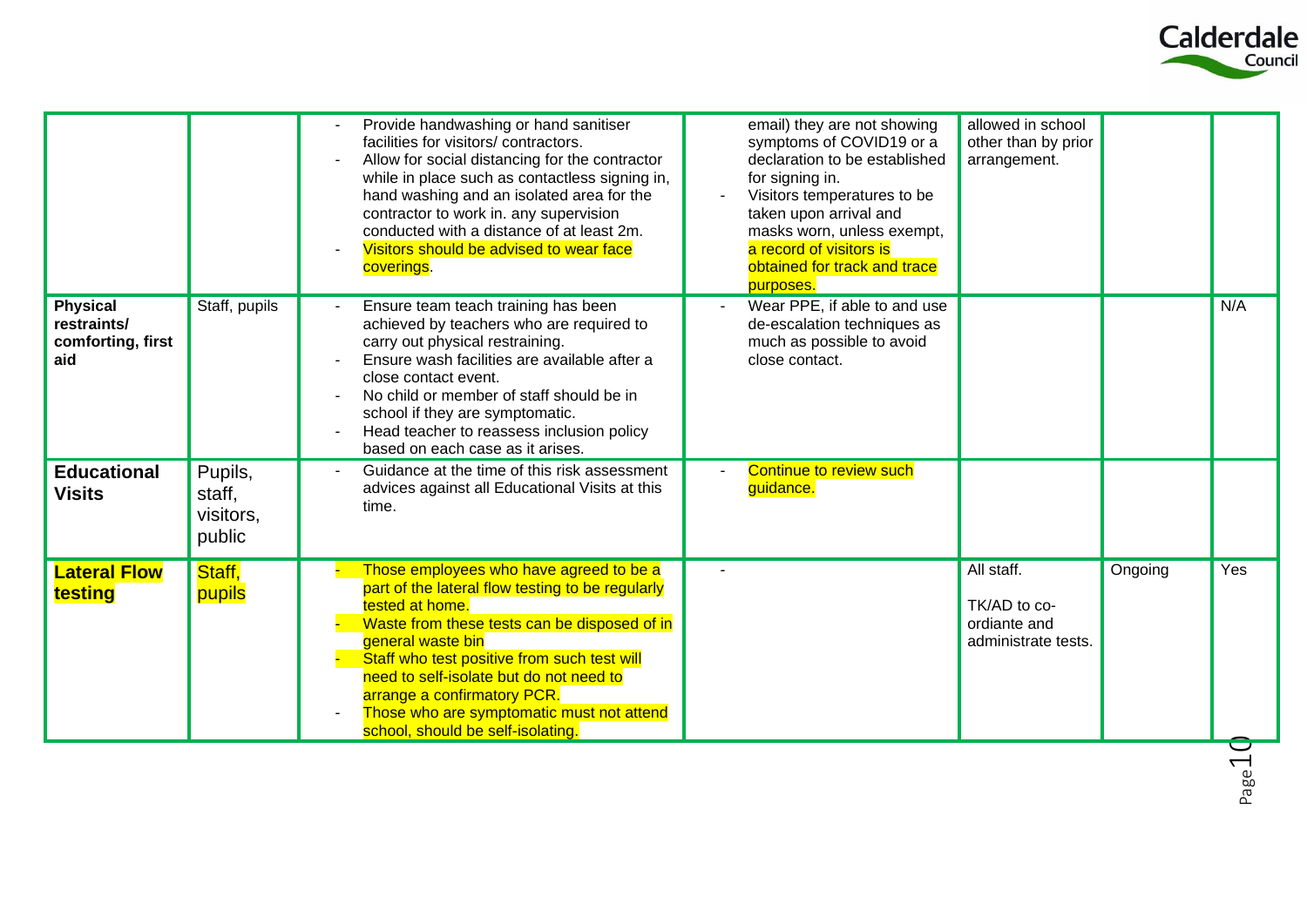| | | | | | | |
|---|---|---|---|---|---|---|
| | | - Provide handwashing or hand sanitiser facilities for visitors/ contractors.<br>- Allow for social distancing for the contractor while in place such as contactless signing in, hand washing and an isolated area for the contractor to work in. any supervision conducted with a distance of at least 2m.<br>- Visitors should be advised to wear face coverings. | email) they are not showing symptoms of COVID19 or a declaration to be established for signing in.<br>- Visitors temperatures to be taken upon arrival and masks worn, unless exempt, a record of visitors is obtained for track and trace purposes. | allowed in school other than by prior arrangement. | | |
| **Physical restraints/ comforting, first aid** | Staff, pupils | - Ensure team teach training has been achieved by teachers who are required to carry out physical restraining.<br>- Ensure wash facilities are available after a close contact event.<br>- No child or member of staff should be in school if they are symptomatic.<br>- Head teacher to reassess inclusion policy based on each case as it arises. | - Wear PPE, if able to and use de-escalation techniques as much as possible to avoid close contact. | | | N/A |
| **Educational Visits** | Pupils, staff, visitors, public | - Guidance at the time of this risk assessment advices against all Educational Visits at this time. | - Continue to review such guidance. | | | |
| **Lateral Flow testing** | Staff, pupils | - Those employees who have agreed to be a part of the lateral flow testing to be regularly tested at home.<br>- Waste from these tests can be disposed of in general waste bin<br>- Staff who test positive from such test will need to self-isolate but do not need to arrange a confirmatory PCR.<br>- Those who are symptomatic must not attend school, should be self-isolating. | - | All staff.<br><br>TK/AD to co-ordiante and administrate tests. | Ongoing | Yes |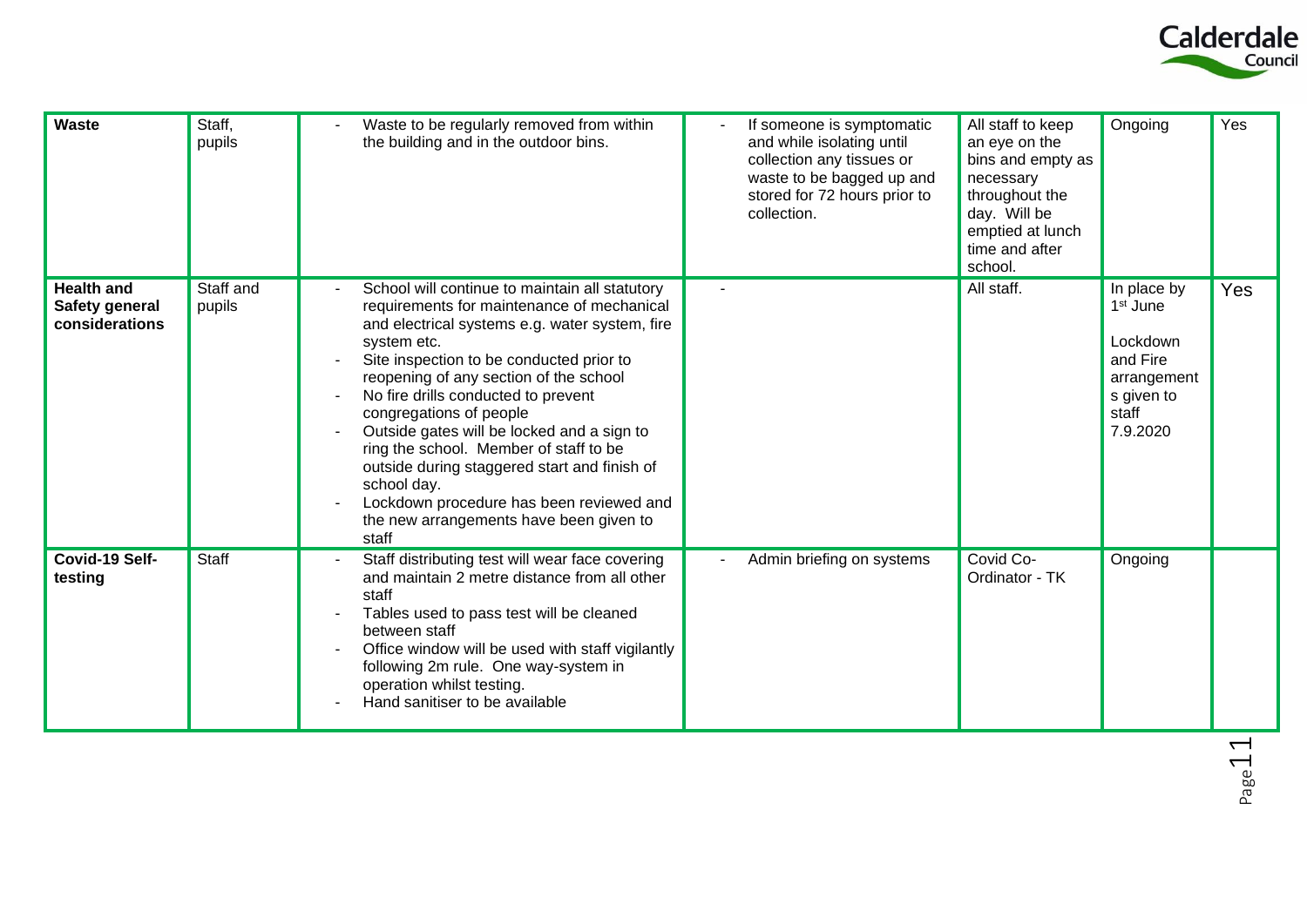| **Waste** | Staff, pupils | - Waste to be regularly removed from within the building and in the outdoor bins. | - If someone is symptomatic and while isolating until collection any tissues or waste to be bagged up and stored for 72 hours prior to collection. | All staff to keep an eye on the bins and empty as necessary throughout the day. Will be emptied at lunch time and after school. | Ongoing | Yes |
|---|---|---|---|---|---|---|
| **Health and Safety general considerations** | Staff and pupils | - School will continue to maintain all statutory requirements for maintenance of mechanical and electrical systems e.g. water system, fire system etc.<br>- Site inspection to be conducted prior to reopening of any section of the school<br>- No fire drills conducted to prevent congregations of people<br>- Outside gates will be locked and a sign to ring the school. Member of staff to be outside during staggered start and finish of school day.<br>- Lockdown procedure has been reviewed and the new arrangements have been given to staff | - | All staff. | In place by 1st June<br><br>Lockdown and Fire arrangements given to staff 7.9.2020 | Yes |
| **Covid-19 Self-testing** | Staff | - Staff distributing test will wear face covering and maintain 2 metre distance from all other staff<br>- Tables used to pass test will be cleaned between staff<br>- Office window will be used with staff vigilantly following 2m rule. One way-system in operation whilst testing.<br>- Hand sanitiser to be available | - Admin briefing on systems | Covid Co-Ordinator - TK | Ongoing | |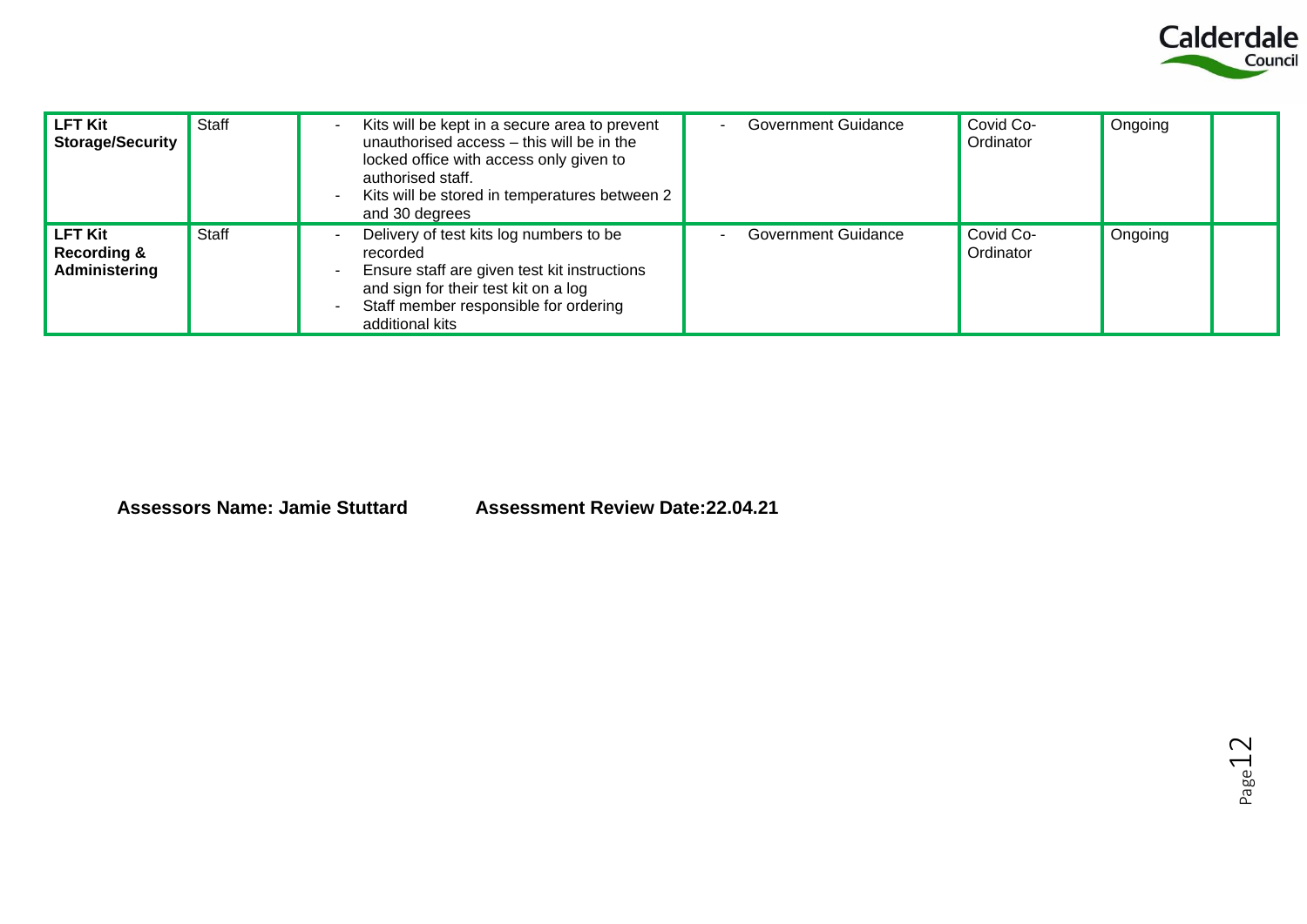| | | | | | | |
|---|---|---|---|---|---|---|
| **LFT Kit Storage/Security** | Staff | - Kits will be kept in a secure area to prevent unauthorised access – this will be in the locked office with access only given to authorised staff.<br>- Kits will be stored in temperatures between 2 and 30 degrees | - Government Guidance | Covid Co-Ordinator | Ongoing | |
| **LFT Kit Recording & Administering** | Staff | - Delivery of test kits log numbers to be recorded<br>- Ensure staff are given test kit instructions and sign for their test kit on a log<br>- Staff member responsible for ordering additional kits | - Government Guidance | Covid Co-Ordinator | Ongoing | |

**Assessors Name: Jamie Stuttard** **Assessment Review Date:22.04.21**